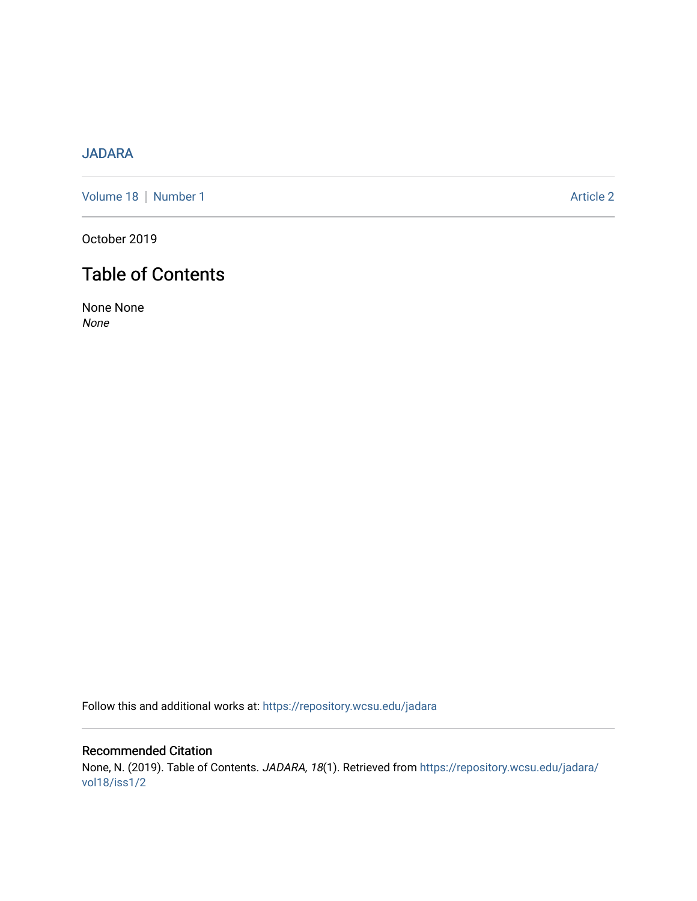JADARA

Volume 18 | Number 1 Article 2

October 2019

# Table of Contents

None None
*None*

Follow this and additional works at: https://repository.wcsu.edu/jadara

## Recommended Citation

None, N. (2019). Table of Contents. *JADARA, 18*(1). Retrieved from https://repository.wcsu.edu/jadara/vol18/iss1/2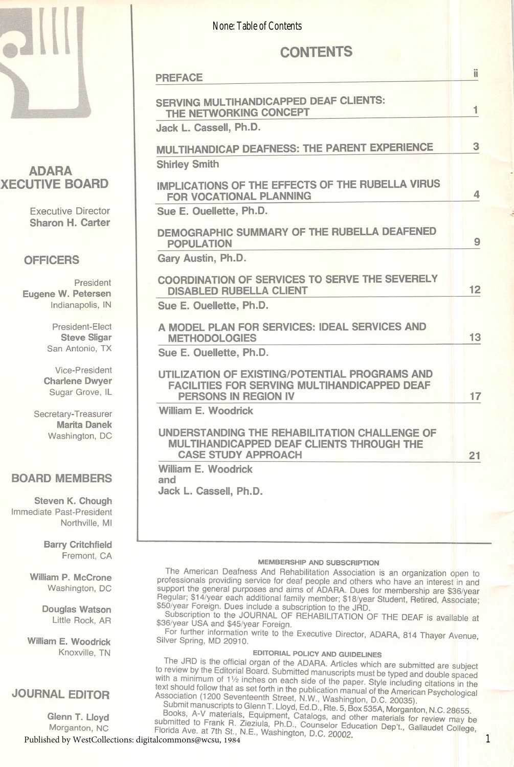None: Table of Contents

# CONTENTS

| | |
|---|---|
| PREFACE | ii |
| SERVING MULTIHANDICAPPED DEAF CLIENTS: THE NETWORKING CONCEPT<br>Jack L. Cassell, Ph.D. | 1 |
| MULTIHANDICAP DEAFNESS: THE PARENT EXPERIENCE<br>Shirley Smith | 3 |
| IMPLICATIONS OF THE EFFECTS OF THE RUBELLA VIRUS FOR VOCATIONAL PLANNING<br>Sue E. Ouellette, Ph.D. | 4 |
| DEMOGRAPHIC SUMMARY OF THE RUBELLA DEAFENED POPULATION<br>Gary Austin, Ph.D. | 9 |
| COORDINATION OF SERVICES TO SERVE THE SEVERELY DISABLED RUBELLA CLIENT<br>Sue E. Ouellette, Ph.D. | 12 |
| A MODEL PLAN FOR SERVICES: IDEAL SERVICES AND METHODOLOGIES<br>Sue E. Ouellette, Ph.D. | 13 |
| UTILIZATION OF EXISTING/POTENTIAL PROGRAMS AND FACILITIES FOR SERVING MULTIHANDICAPPED DEAF PERSONS IN REGION IV<br>William E. Woodrick | 17 |
| UNDERSTANDING THE REHABILITATION CHALLENGE OF MULTIHANDICAPPED DEAF CLIENTS THROUGH THE CASE STUDY APPROACH<br>William E. Woodrick and Jack L. Cassell, Ph.D. | 21 |

## ADARA EXECUTIVE BOARD

Executive Director
**Sharon H. Carter**

### OFFICERS

President
**Eugene W. Petersen**
Indianapolis, IN

President-Elect
**Steve Sligar**
San Antonio, TX

Vice-President
**Charlene Dwyer**
Sugar Grove, IL

Secretary-Treasurer
**Marita Danek**
Washington, DC

### BOARD MEMBERS

**Steven K. Chough**
Immediate Past-President
Northville, MI

**Barry Critchfield**
Fremont, CA

**William P. McCrone**
Washington, DC

**Douglas Watson**
Little Rock, AR

**William E. Woodrick**
Knoxville, TN

### JOURNAL EDITOR

**Glenn T. Lloyd**
Morganton, NC

### MEMBERSHIP AND SUBSCRIPTION

The American Deafness And Rehabilitation Association is an organization open to professionals providing service for deaf people and others who have an interest in and support the general purposes and aims of ADARA. Dues for membership are $36/year Regular; $14/year each additional family member; $18/year Student, Retired, Associate; $50/year Foreign. Dues include a subscription to the JRD.

Subscription to the JOURNAL OF REHABILITATION OF THE DEAF is available at $36/year USA and $45/year Foreign.

For further information write to the Executive Director, ADARA, 814 Thayer Avenue, Silver Spring, MD 20910.

### EDITORIAL POLICY AND GUIDELINES

The JRD is the official organ of the ADARA. Articles which are submitted are subject to review by the Editorial Board. Submitted manuscripts must be typed and double spaced with a minimum of 1½ inches on each side of the paper. Style including citations in the text should follow that as set forth in the publication manual of the American Psychological Association (1200 Seventeenth Street, N.W., Washington, D.C. 20035).

Submit manuscripts to Glenn T. Lloyd, Ed.D., Rte. 5, Box 535A, Morganton, N.C. 28655.

Books, A-V materials, Equipment, Catalogs, and other materials for review may be submitted to Frank R. Zieziula, Ph.D., Counselor Education Dep't., Gallaudet College, Florida Ave. at 7th St., N.E., Washington, D.C. 20002.

Published by WestCollections: digitalcommons@wcsu, 1984